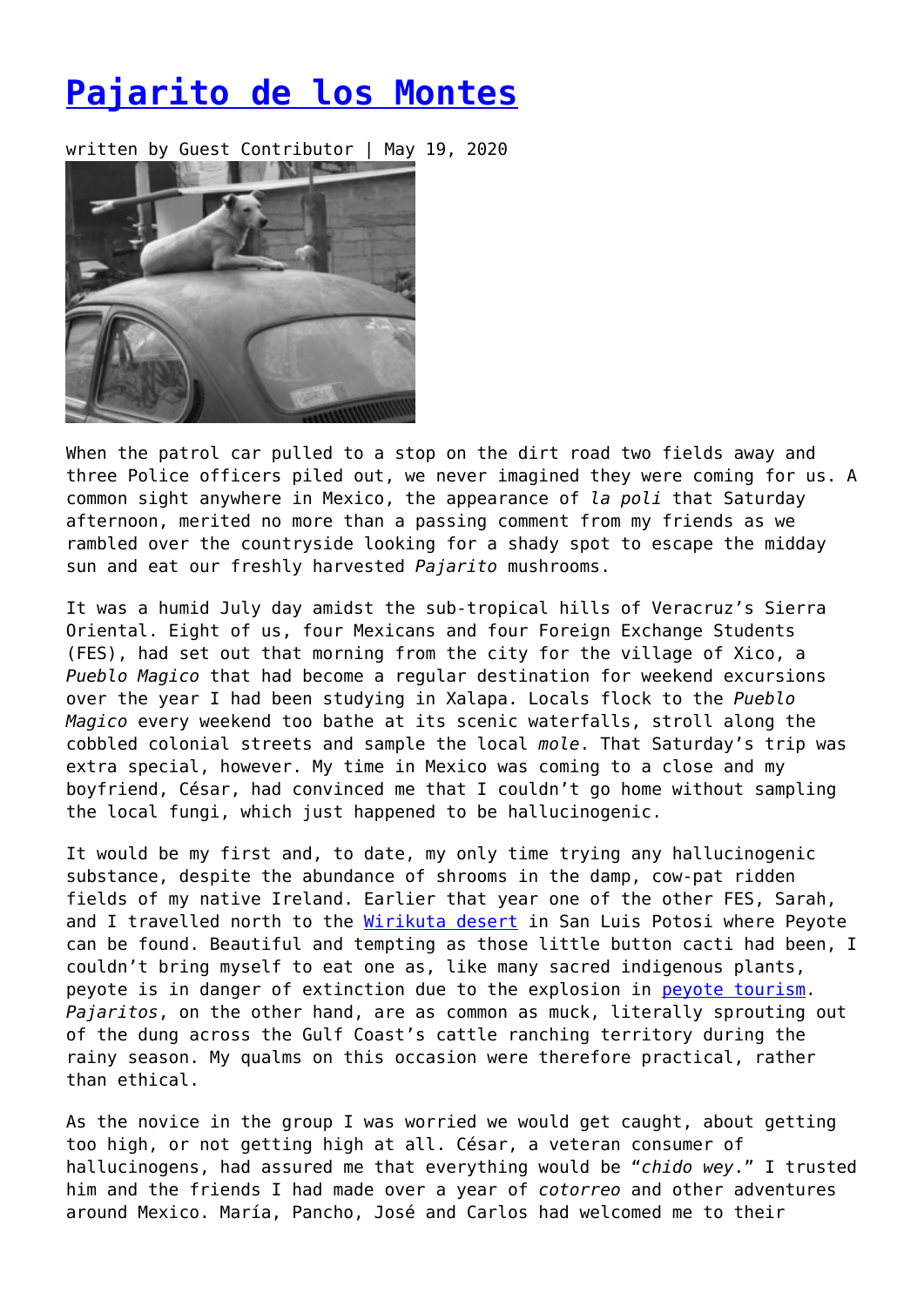# [Pajarito de los Montes]

written by Guest Contributor | May 19, 2020

When the patrol car pulled to a stop on the dirt road two fields away and three Police officers piled out, we never imagined they were coming for us. A common sight anywhere in Mexico, the appearance of *la poli* that Saturday afternoon, merited no more than a passing comment from my friends as we rambled over the countryside looking for a shady spot to escape the midday sun and eat our freshly harvested *Pajarito* mushrooms.

It was a humid July day amidst the sub-tropical hills of Veracruz's Sierra Oriental. Eight of us, four Mexicans and four Foreign Exchange Students (FES), had set out that morning from the city for the village of Xico, a *Pueblo Magico* that had become a regular destination for weekend excursions over the year I had been studying in Xalapa. Locals flock to the *Pueblo Magico* every weekend too bathe at its scenic waterfalls, stroll along the cobbled colonial streets and sample the local *mole*. That Saturday's trip was extra special, however. My time in Mexico was coming to a close and my boyfriend, César, had convinced me that I couldn't go home without sampling the local fungi, which just happened to be hallucinogenic.

It would be my first and, to date, my only time trying any hallucinogenic substance, despite the abundance of shrooms in the damp, cow-pat ridden fields of my native Ireland. Earlier that year one of the other FES, Sarah, and I travelled north to the [Wirikuta desert] in San Luis Potosi where Peyote can be found. Beautiful and tempting as those little button cacti had been, I couldn't bring myself to eat one as, like many sacred indigenous plants, peyote is in danger of extinction due to the explosion in [peyote tourism]. *Pajaritos*, on the other hand, are as common as muck, literally sprouting out of the dung across the Gulf Coast's cattle ranching territory during the rainy season. My qualms on this occasion were therefore practical, rather than ethical.

As the novice in the group I was worried we would get caught, about getting too high, or not getting high at all. César, a veteran consumer of hallucinogens, had assured me that everything would be "*chido wey*." I trusted him and the friends I had made over a year of *cotorreo* and other adventures around Mexico. María, Pancho, José and Carlos had welcomed me to their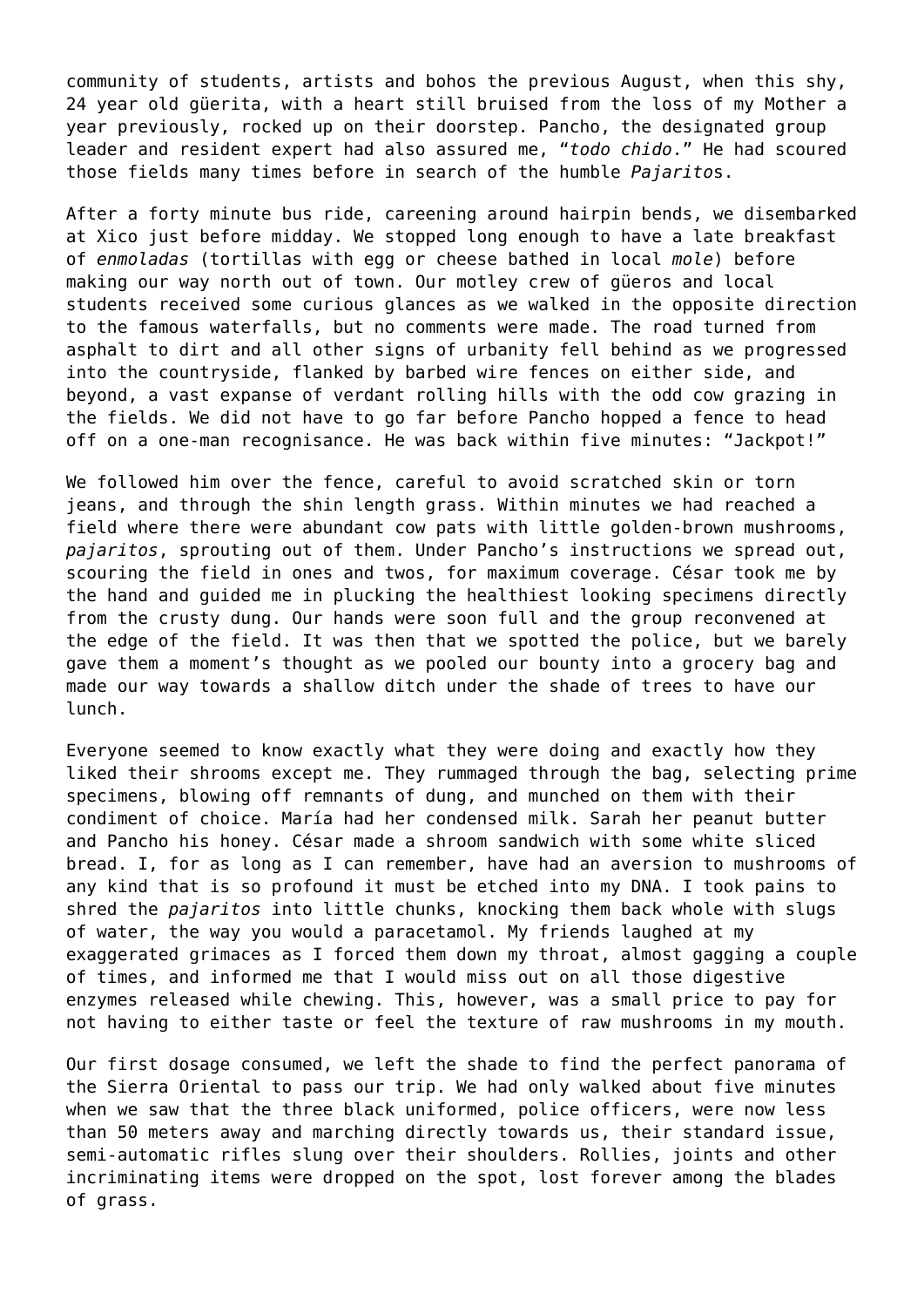community of students, artists and bohos the previous August, when this shy, 24 year old güerita, with a heart still bruised from the loss of my Mother a year previously, rocked up on their doorstep. Pancho, the designated group leader and resident expert had also assured me, "*todo chido*." He had scoured those fields many times before in search of the humble *Pajarito*s.

After a forty minute bus ride, careening around hairpin bends, we disembarked at Xico just before midday. We stopped long enough to have a late breakfast of *enmoladas* (tortillas with egg or cheese bathed in local *mole*) before making our way north out of town. Our motley crew of güeros and local students received some curious glances as we walked in the opposite direction to the famous waterfalls, but no comments were made. The road turned from asphalt to dirt and all other signs of urbanity fell behind as we progressed into the countryside, flanked by barbed wire fences on either side, and beyond, a vast expanse of verdant rolling hills with the odd cow grazing in the fields. We did not have to go far before Pancho hopped a fence to head off on a one-man recognisance. He was back within five minutes: "Jackpot!"

We followed him over the fence, careful to avoid scratched skin or torn jeans, and through the shin length grass. Within minutes we had reached a field where there were abundant cow pats with little golden-brown mushrooms, *pajaritos*, sprouting out of them. Under Pancho's instructions we spread out, scouring the field in ones and twos, for maximum coverage. César took me by the hand and guided me in plucking the healthiest looking specimens directly from the crusty dung. Our hands were soon full and the group reconvened at the edge of the field. It was then that we spotted the police, but we barely gave them a moment's thought as we pooled our bounty into a grocery bag and made our way towards a shallow ditch under the shade of trees to have our lunch.

Everyone seemed to know exactly what they were doing and exactly how they liked their shrooms except me. They rummaged through the bag, selecting prime specimens, blowing off remnants of dung, and munched on them with their condiment of choice. María had her condensed milk. Sarah her peanut butter and Pancho his honey. César made a shroom sandwich with some white sliced bread. I, for as long as I can remember, have had an aversion to mushrooms of any kind that is so profound it must be etched into my DNA. I took pains to shred the *pajaritos* into little chunks, knocking them back whole with slugs of water, the way you would a paracetamol. My friends laughed at my exaggerated grimaces as I forced them down my throat, almost gagging a couple of times, and informed me that I would miss out on all those digestive enzymes released while chewing. This, however, was a small price to pay for not having to either taste or feel the texture of raw mushrooms in my mouth.

Our first dosage consumed, we left the shade to find the perfect panorama of the Sierra Oriental to pass our trip. We had only walked about five minutes when we saw that the three black uniformed, police officers, were now less than 50 meters away and marching directly towards us, their standard issue, semi-automatic rifles slung over their shoulders. Rollies, joints and other incriminating items were dropped on the spot, lost forever among the blades of grass.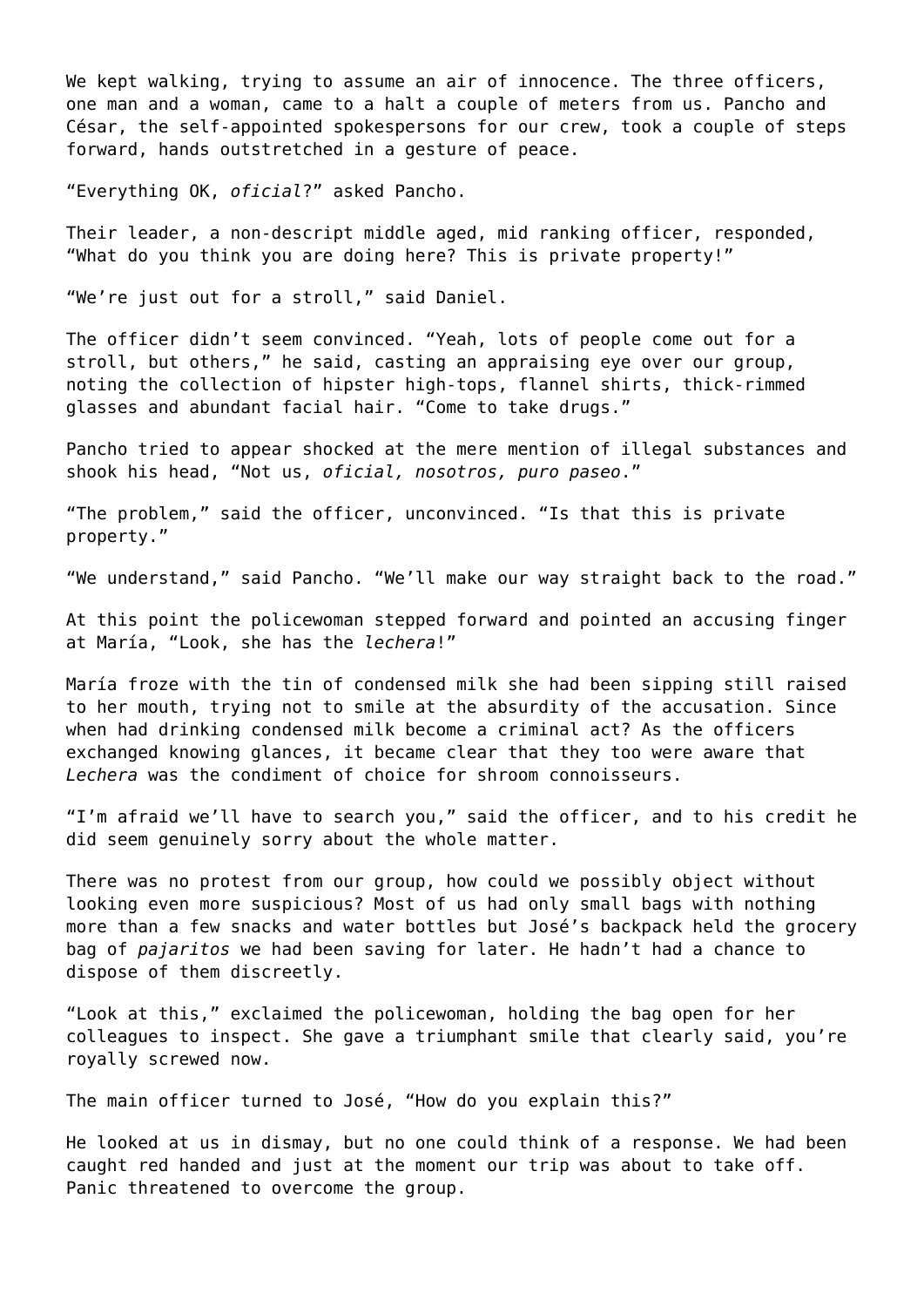We kept walking, trying to assume an air of innocence. The three officers, one man and a woman, came to a halt a couple of meters from us. Pancho and César, the self-appointed spokespersons for our crew, took a couple of steps forward, hands outstretched in a gesture of peace.

“Everything OK, *oficial*?” asked Pancho.

Their leader, a non-descript middle aged, mid ranking officer, responded, “What do you think you are doing here? This is private property!”

“We’re just out for a stroll,” said Daniel.

The officer didn’t seem convinced. “Yeah, lots of people come out for a stroll, but others,” he said, casting an appraising eye over our group, noting the collection of hipster high-tops, flannel shirts, thick-rimmed glasses and abundant facial hair. “Come to take drugs.”

Pancho tried to appear shocked at the mere mention of illegal substances and shook his head, “Not us, *oficial, nosotros, puro paseo*.”

“The problem,” said the officer, unconvinced. “Is that this is private property.”

“We understand,” said Pancho. “We’ll make our way straight back to the road.”

At this point the policewoman stepped forward and pointed an accusing finger at María, “Look, she has the *lechera*!”

María froze with the tin of condensed milk she had been sipping still raised to her mouth, trying not to smile at the absurdity of the accusation. Since when had drinking condensed milk become a criminal act? As the officers exchanged knowing glances, it became clear that they too were aware that *Lechera* was the condiment of choice for shroom connoisseurs.

“I’m afraid we’ll have to search you,” said the officer, and to his credit he did seem genuinely sorry about the whole matter.

There was no protest from our group, how could we possibly object without looking even more suspicious? Most of us had only small bags with nothing more than a few snacks and water bottles but José’s backpack held the grocery bag of *pajaritos* we had been saving for later. He hadn’t had a chance to dispose of them discreetly.

“Look at this,” exclaimed the policewoman, holding the bag open for her colleagues to inspect. She gave a triumphant smile that clearly said, you’re royally screwed now.

The main officer turned to José, “How do you explain this?”

He looked at us in dismay, but no one could think of a response. We had been caught red handed and just at the moment our trip was about to take off. Panic threatened to overcome the group.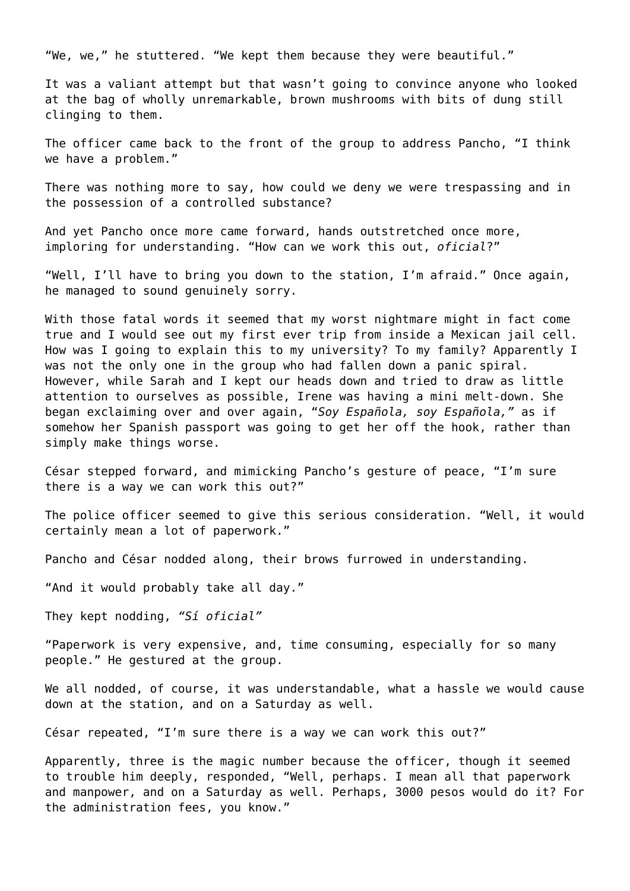"We, we," he stuttered. "We kept them because they were beautiful."

It was a valiant attempt but that wasn't going to convince anyone who looked at the bag of wholly unremarkable, brown mushrooms with bits of dung still clinging to them.

The officer came back to the front of the group to address Pancho, "I think we have a problem."

There was nothing more to say, how could we deny we were trespassing and in the possession of a controlled substance?

And yet Pancho once more came forward, hands outstretched once more, imploring for understanding. "How can we work this out, *oficial*?"

"Well, I'll have to bring you down to the station, I'm afraid." Once again, he managed to sound genuinely sorry.

With those fatal words it seemed that my worst nightmare might in fact come true and I would see out my first ever trip from inside a Mexican jail cell. How was I going to explain this to my university? To my family? Apparently I was not the only one in the group who had fallen down a panic spiral. However, while Sarah and I kept our heads down and tried to draw as little attention to ourselves as possible, Irene was having a mini melt-down. She began exclaiming over and over again, "*Soy Española, soy Española,*" as if somehow her Spanish passport was going to get her off the hook, rather than simply make things worse.

César stepped forward, and mimicking Pancho's gesture of peace, "I'm sure there is a way we can work this out?"

The police officer seemed to give this serious consideration. "Well, it would certainly mean a lot of paperwork."

Pancho and César nodded along, their brows furrowed in understanding.

"And it would probably take all day."

They kept nodding, *"Sí oficial"*

"Paperwork is very expensive, and, time consuming, especially for so many people." He gestured at the group.

We all nodded, of course, it was understandable, what a hassle we would cause down at the station, and on a Saturday as well.

César repeated, "I'm sure there is a way we can work this out?"

Apparently, three is the magic number because the officer, though it seemed to trouble him deeply, responded, "Well, perhaps. I mean all that paperwork and manpower, and on a Saturday as well. Perhaps, 3000 pesos would do it? For the administration fees, you know."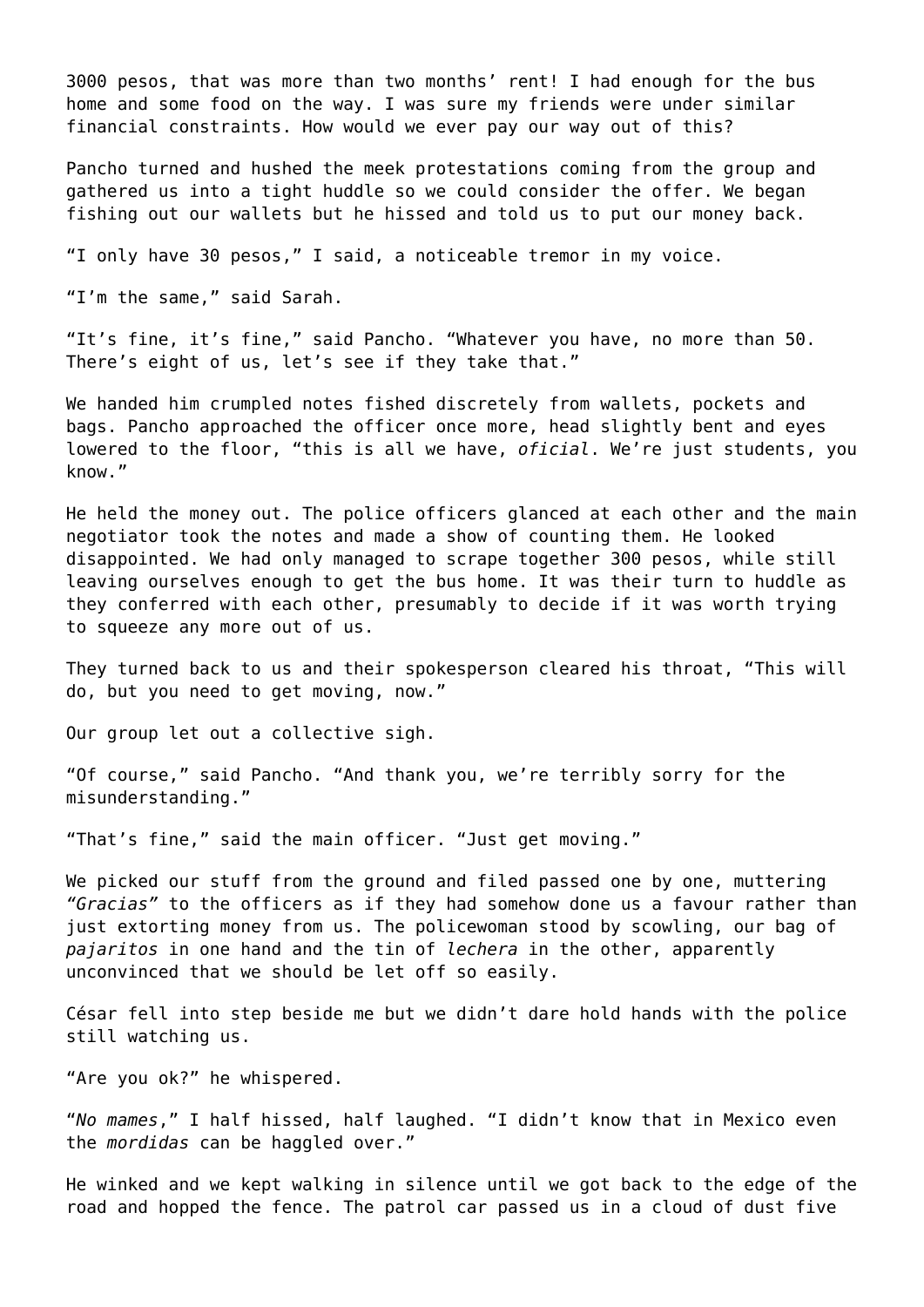3000 pesos, that was more than two months' rent! I had enough for the bus home and some food on the way. I was sure my friends were under similar financial constraints. How would we ever pay our way out of this?

Pancho turned and hushed the meek protestations coming from the group and gathered us into a tight huddle so we could consider the offer. We began fishing out our wallets but he hissed and told us to put our money back.

"I only have 30 pesos," I said, a noticeable tremor in my voice.

"I'm the same," said Sarah.

"It's fine, it's fine," said Pancho. "Whatever you have, no more than 50. There's eight of us, let's see if they take that."

We handed him crumpled notes fished discretely from wallets, pockets and bags. Pancho approached the officer once more, head slightly bent and eyes lowered to the floor, "this is all we have, *oficial*. We're just students, you know."

He held the money out. The police officers glanced at each other and the main negotiator took the notes and made a show of counting them. He looked disappointed. We had only managed to scrape together 300 pesos, while still leaving ourselves enough to get the bus home. It was their turn to huddle as they conferred with each other, presumably to decide if it was worth trying to squeeze any more out of us.

They turned back to us and their spokesperson cleared his throat, "This will do, but you need to get moving, now."

Our group let out a collective sigh.

"Of course," said Pancho. "And thank you, we're terribly sorry for the misunderstanding."

"That's fine," said the main officer. "Just get moving."

We picked our stuff from the ground and filed passed one by one, muttering *"Gracias"* to the officers as if they had somehow done us a favour rather than just extorting money from us. The policewoman stood by scowling, our bag of *pajaritos* in one hand and the tin of *lechera* in the other, apparently unconvinced that we should be let off so easily.

César fell into step beside me but we didn't dare hold hands with the police still watching us.

"Are you ok?" he whispered.

"*No mames*," I half hissed, half laughed. "I didn't know that in Mexico even the *mordidas* can be haggled over."

He winked and we kept walking in silence until we got back to the edge of the road and hopped the fence. The patrol car passed us in a cloud of dust five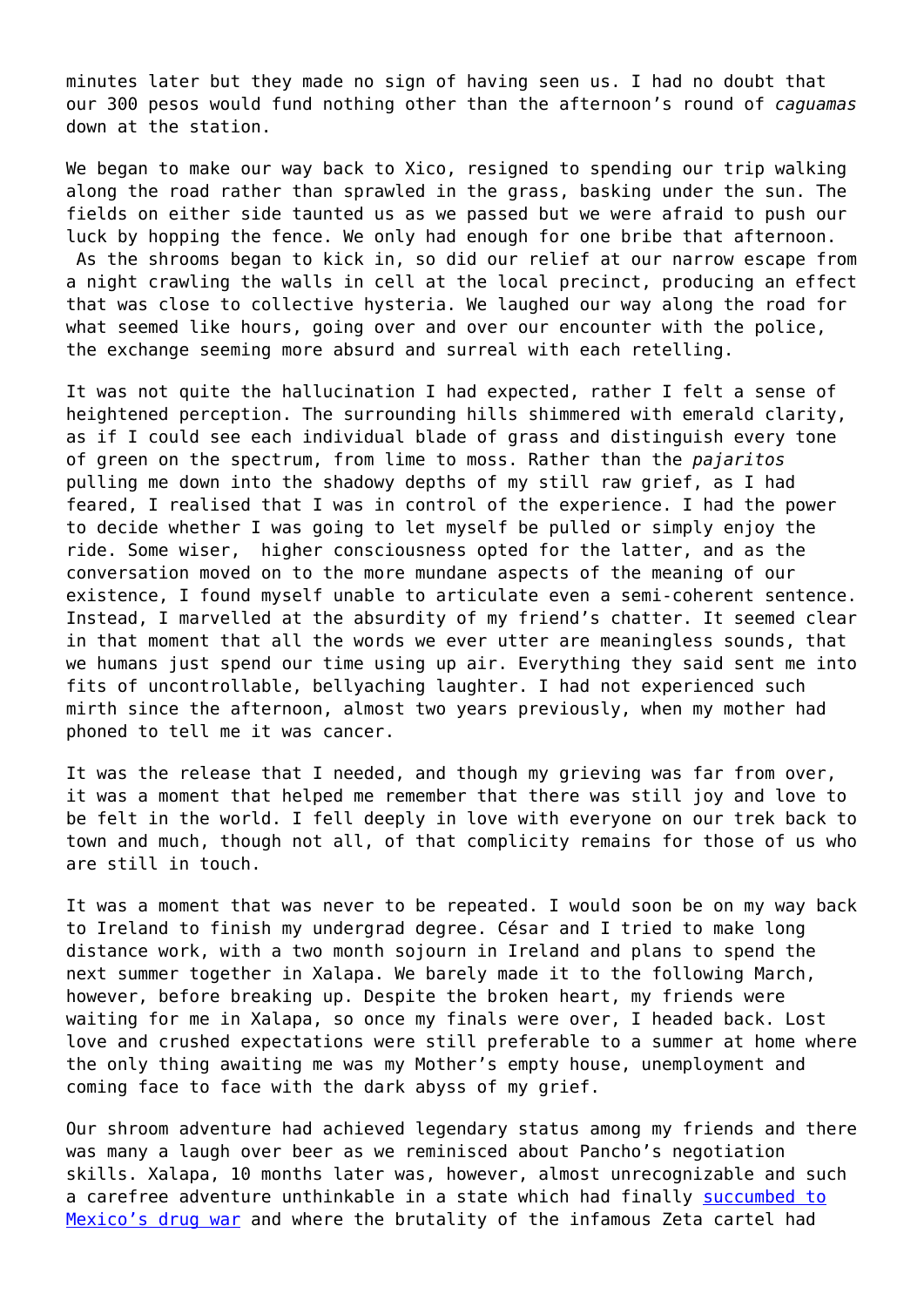minutes later but they made no sign of having seen us. I had no doubt that our 300 pesos would fund nothing other than the afternoon's round of *caguamas* down at the station.

We began to make our way back to Xico, resigned to spending our trip walking along the road rather than sprawled in the grass, basking under the sun. The fields on either side taunted us as we passed but we were afraid to push our luck by hopping the fence. We only had enough for one bribe that afternoon. As the shrooms began to kick in, so did our relief at our narrow escape from a night crawling the walls in cell at the local precinct, producing an effect that was close to collective hysteria. We laughed our way along the road for what seemed like hours, going over and over our encounter with the police, the exchange seeming more absurd and surreal with each retelling.

It was not quite the hallucination I had expected, rather I felt a sense of heightened perception. The surrounding hills shimmered with emerald clarity, as if I could see each individual blade of grass and distinguish every tone of green on the spectrum, from lime to moss. Rather than the *pajaritos* pulling me down into the shadowy depths of my still raw grief, as I had feared, I realised that I was in control of the experience. I had the power to decide whether I was going to let myself be pulled or simply enjoy the ride. Some wiser, higher consciousness opted for the latter, and as the conversation moved on to the more mundane aspects of the meaning of our existence, I found myself unable to articulate even a semi-coherent sentence. Instead, I marvelled at the absurdity of my friend's chatter. It seemed clear in that moment that all the words we ever utter are meaningless sounds, that we humans just spend our time using up air. Everything they said sent me into fits of uncontrollable, bellyaching laughter. I had not experienced such mirth since the afternoon, almost two years previously, when my mother had phoned to tell me it was cancer.

It was the release that I needed, and though my grieving was far from over, it was a moment that helped me remember that there was still joy and love to be felt in the world. I fell deeply in love with everyone on our trek back to town and much, though not all, of that complicity remains for those of us who are still in touch.

It was a moment that was never to be repeated. I would soon be on my way back to Ireland to finish my undergrad degree. César and I tried to make long distance work, with a two month sojourn in Ireland and plans to spend the next summer together in Xalapa. We barely made it to the following March, however, before breaking up. Despite the broken heart, my friends were waiting for me in Xalapa, so once my finals were over, I headed back. Lost love and crushed expectations were still preferable to a summer at home where the only thing awaiting me was my Mother's empty house, unemployment and coming face to face with the dark abyss of my grief.

Our shroom adventure had achieved legendary status among my friends and there was many a laugh over beer as we reminisced about Pancho's negotiation skills. Xalapa, 10 months later was, however, almost unrecognizable and such a carefree adventure unthinkable in a state which had finally succumbed to Mexico's drug war and where the brutality of the infamous Zeta cartel had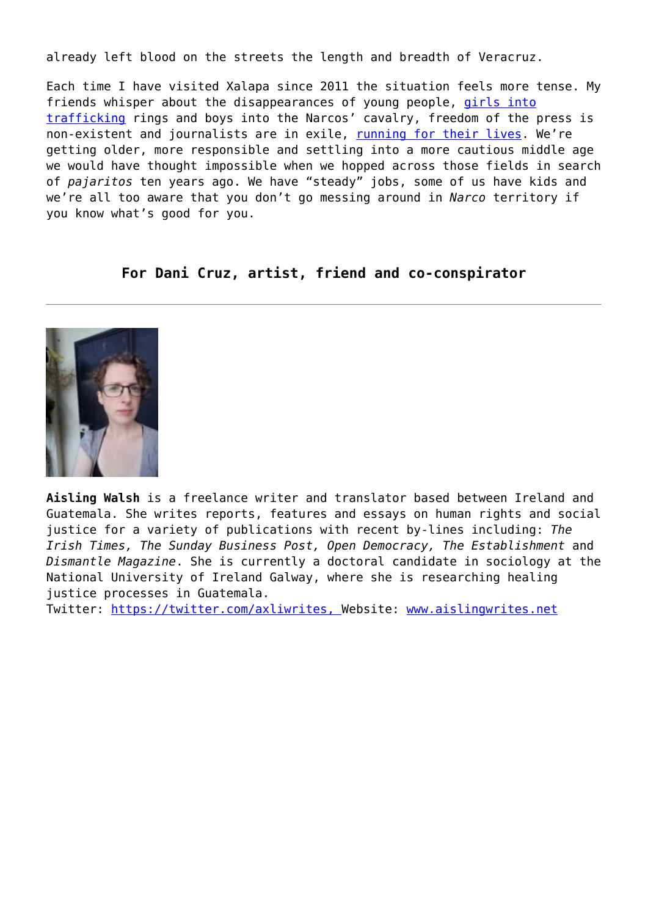already left blood on the streets the length and breadth of Veracruz.

Each time I have visited Xalapa since 2011 the situation feels more tense. My friends whisper about the disappearances of young people, girls into trafficking rings and boys into the Narcos' cavalry, freedom of the press is non-existent and journalists are in exile, running for their lives. We're getting older, more responsible and settling into a more cautious middle age we would have thought impossible when we hopped across those fields in search of *pajaritos* ten years ago. We have "steady" jobs, some of us have kids and we're all too aware that you don't go messing around in *Narco* territory if you know what's good for you.

### For Dani Cruz, artist, friend and co-conspirator

---

**Aisling Walsh** is a freelance writer and translator based between Ireland and Guatemala. She writes reports, features and essays on human rights and social justice for a variety of publications with recent by-lines including: *The Irish Times, The Sunday Business Post, Open Democracy, The Establishment* and *Dismantle Magazine*. She is currently a doctoral candidate in sociology at the National University of Ireland Galway, where she is researching healing justice processes in Guatemala.
Twitter: https://twitter.com/axliwrites, Website: www.aislingwrites.net